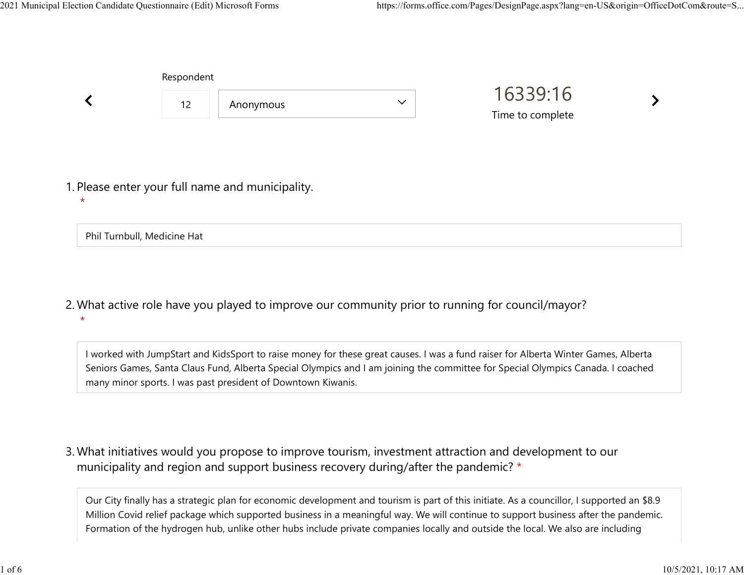Respondent

12 | Anonymous

16339:16

Time to complete

1. Please enter your full name and municipality. *

Phil Turnbull, Medicine Hat

2. What active role have you played to improve our community prior to running for council/mayor? *

I worked with JumpStart and KidsSport to raise money for these great causes. I was a fund raiser for Alberta Winter Games, Alberta Seniors Games, Santa Claus Fund, Alberta Special Olympics and I am joining the committee for Special Olympics Canada. I coached many minor sports. I was past president of Downtown Kiwanis.

3. What initiatives would you propose to improve tourism, investment attraction and development to our municipality and region and support business recovery during/after the pandemic? *

Our City finally has a strategic plan for economic development and tourism is part of this initiate. As a councillor, I supported an $8.9 Million Covid relief package which supported business in a meaningful way. We will continue to support business after the pandemic. Formation of the hydrogen hub, unlike other hubs include private companies locally and outside the local. We also are including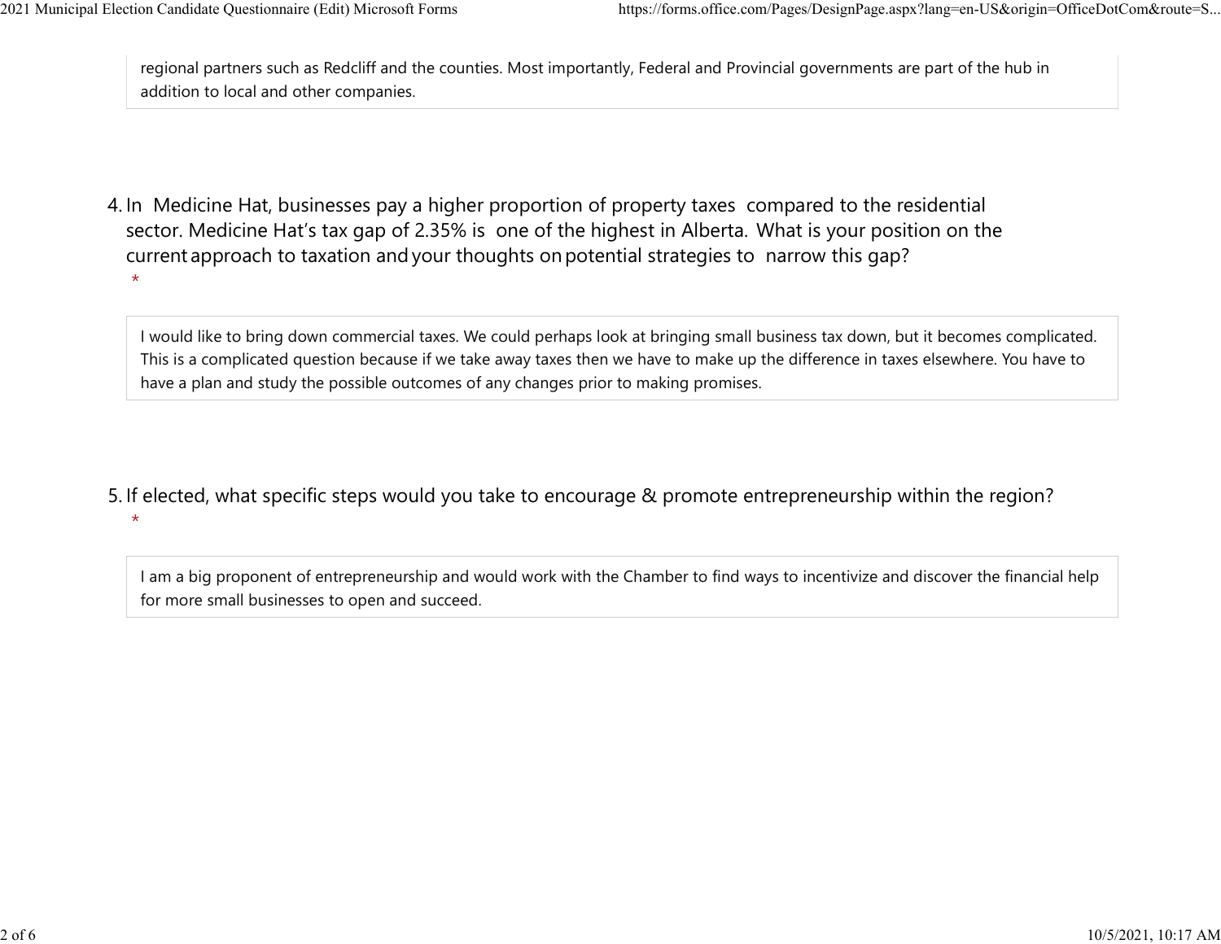regional partners such as Redcliff and the counties. Most importantly, Federal and Provincial governments are part of the hub in addition to local and other companies.

4. In Medicine Hat, businesses pay a higher proportion of property taxes compared to the residential sector. Medicine Hat's tax gap of 2.35% is one of the highest in Alberta. What is your position on the current approach to taxation and your thoughts on potential strategies to narrow this gap? *

I would like to bring down commercial taxes. We could perhaps look at bringing small business tax down, but it becomes complicated. This is a complicated question because if we take away taxes then we have to make up the difference in taxes elsewhere. You have to have a plan and study the possible outcomes of any changes prior to making promises.

5. If elected, what specific steps would you take to encourage & promote entrepreneurship within the region? *

I am a big proponent of entrepreneurship and would work with the Chamber to find ways to incentivize and discover the financial help for more small businesses to open and succeed.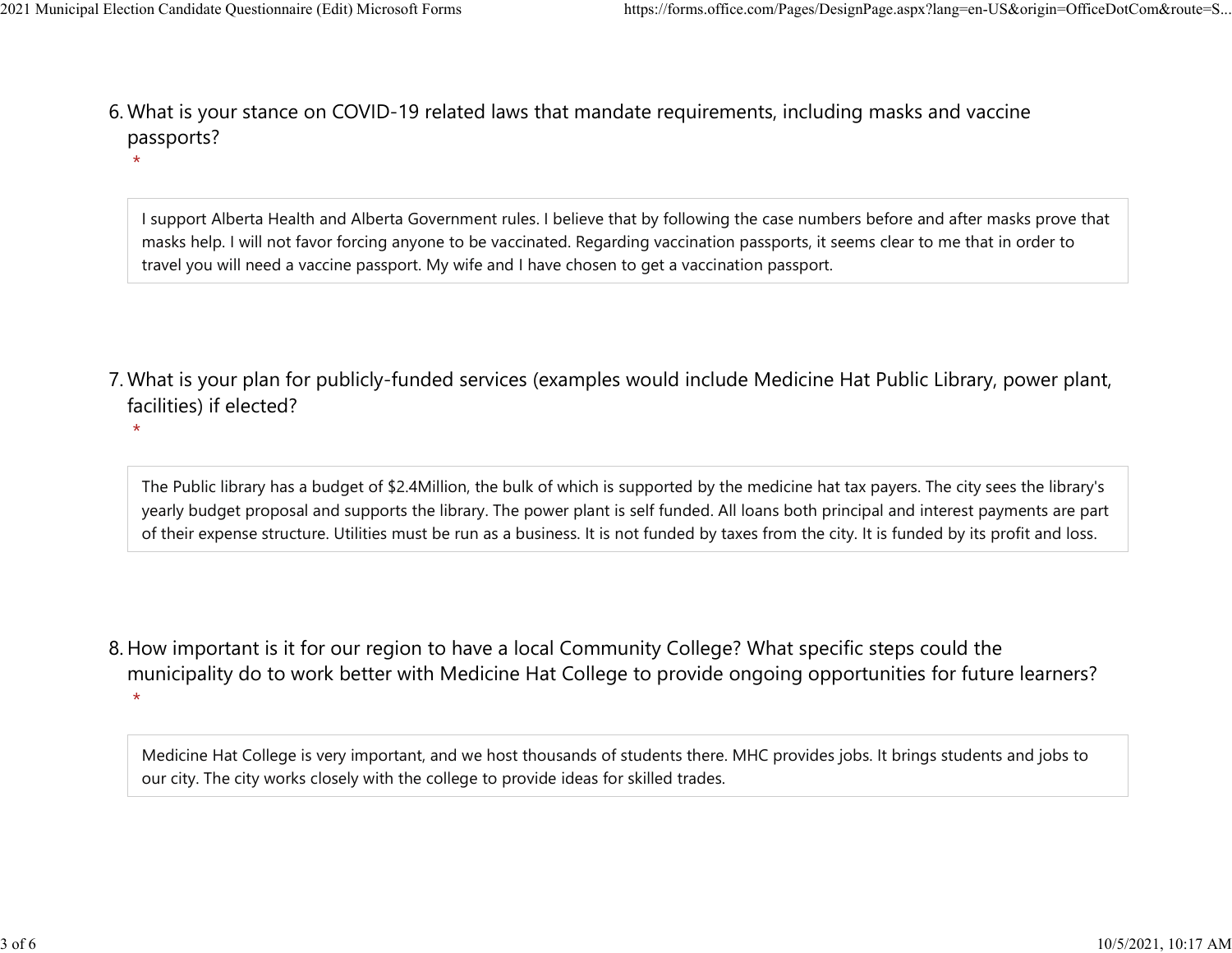6. What is your stance on COVID-19 related laws that mandate requirements, including masks and vaccine passports?
*

I support Alberta Health and Alberta Government rules. I believe that by following the case numbers before and after masks prove that masks help. I will not favor forcing anyone to be vaccinated. Regarding vaccination passports, it seems clear to me that in order to travel you will need a vaccine passport. My wife and I have chosen to get a vaccination passport.

7. What is your plan for publicly-funded services (examples would include Medicine Hat Public Library, power plant, facilities) if elected?
*

The Public library has a budget of $2.4Million, the bulk of which is supported by the medicine hat tax payers. The city sees the library's yearly budget proposal and supports the library. The power plant is self funded. All loans both principal and interest payments are part of their expense structure. Utilities must be run as a business. It is not funded by taxes from the city. It is funded by its profit and loss.

8. How important is it for our region to have a local Community College? What specific steps could the municipality do to work better with Medicine Hat College to provide ongoing opportunities for future learners?
*

Medicine Hat College is very important, and we host thousands of students there. MHC provides jobs. It brings students and jobs to our city. The city works closely with the college to provide ideas for skilled trades.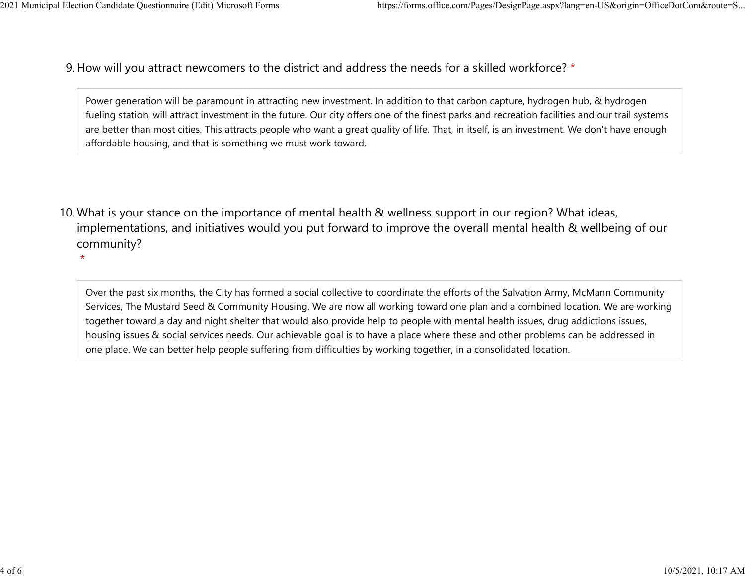9. How will you attract newcomers to the district and address the needs for a skilled workforce? *

> Power generation will be paramount in attracting new investment. In addition to that carbon capture, hydrogen hub, & hydrogen fueling station, will attract investment in the future. Our city offers one of the finest parks and recreation facilities and our trail systems are better than most cities. This attracts people who want a great quality of life. That, in itself, is an investment. We don't have enough affordable housing, and that is something we must work toward.

10. What is your stance on the importance of mental health & wellness support in our region? What ideas, implementations, and initiatives would you put forward to improve the overall mental health & wellbeing of our community? *

> Over the past six months, the City has formed a social collective to coordinate the efforts of the Salvation Army, McMann Community Services, The Mustard Seed & Community Housing. We are now all working toward one plan and a combined location. We are working together toward a day and night shelter that would also provide help to people with mental health issues, drug addictions issues, housing issues & social services needs. Our achievable goal is to have a place where these and other problems can be addressed in one place. We can better help people suffering from difficulties by working together, in a consolidated location.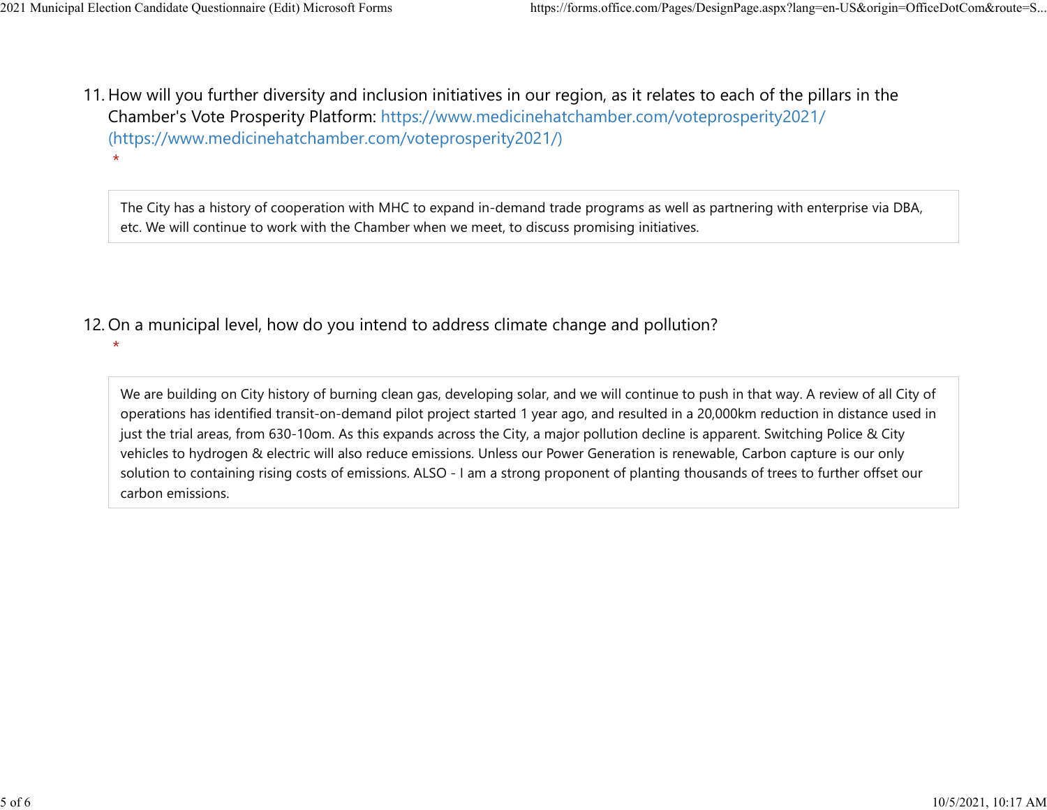11. How will you further diversity and inclusion initiatives in our region, as it relates to each of the pillars in the Chamber's Vote Prosperity Platform: https://www.medicinehatchamber.com/voteprosperity2021/ (https://www.medicinehatchamber.com/voteprosperity2021/)
*

> The City has a history of cooperation with MHC to expand in-demand trade programs as well as partnering with enterprise via DBA, etc. We will continue to work with the Chamber when we meet, to discuss promising initiatives.

12. On a municipal level, how do you intend to address climate change and pollution?
*

> We are building on City history of burning clean gas, developing solar, and we will continue to push in that way. A review of all City of operations has identified transit-on-demand pilot project started 1 year ago, and resulted in a 20,000km reduction in distance used in just the trial areas, from 630-10om. As this expands across the City, a major pollution decline is apparent. Switching Police & City vehicles to hydrogen & electric will also reduce emissions. Unless our Power Generation is renewable, Carbon capture is our only solution to containing rising costs of emissions. ALSO - I am a strong proponent of planting thousands of trees to further offset our carbon emissions.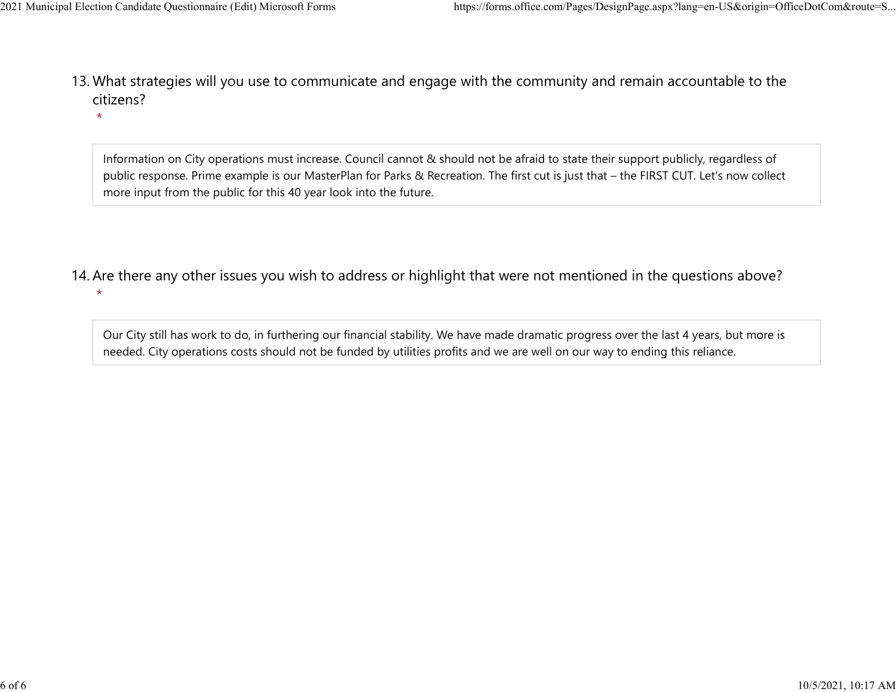13. What strategies will you use to communicate and engage with the community and remain accountable to the citizens?

 *

Information on City operations must increase. Council cannot & should not be afraid to state their support publicly, regardless of public response. Prime example is our MasterPlan for Parks & Recreation. The first cut is just that – the FIRST CUT. Let's now collect more input from the public for this 40 year look into the future.

14. Are there any other issues you wish to address or highlight that were not mentioned in the questions above?

 *

Our City still has work to do, in furthering our financial stability. We have made dramatic progress over the last 4 years, but more is needed. City operations costs should not be funded by utilities profits and we are well on our way to ending this reliance.